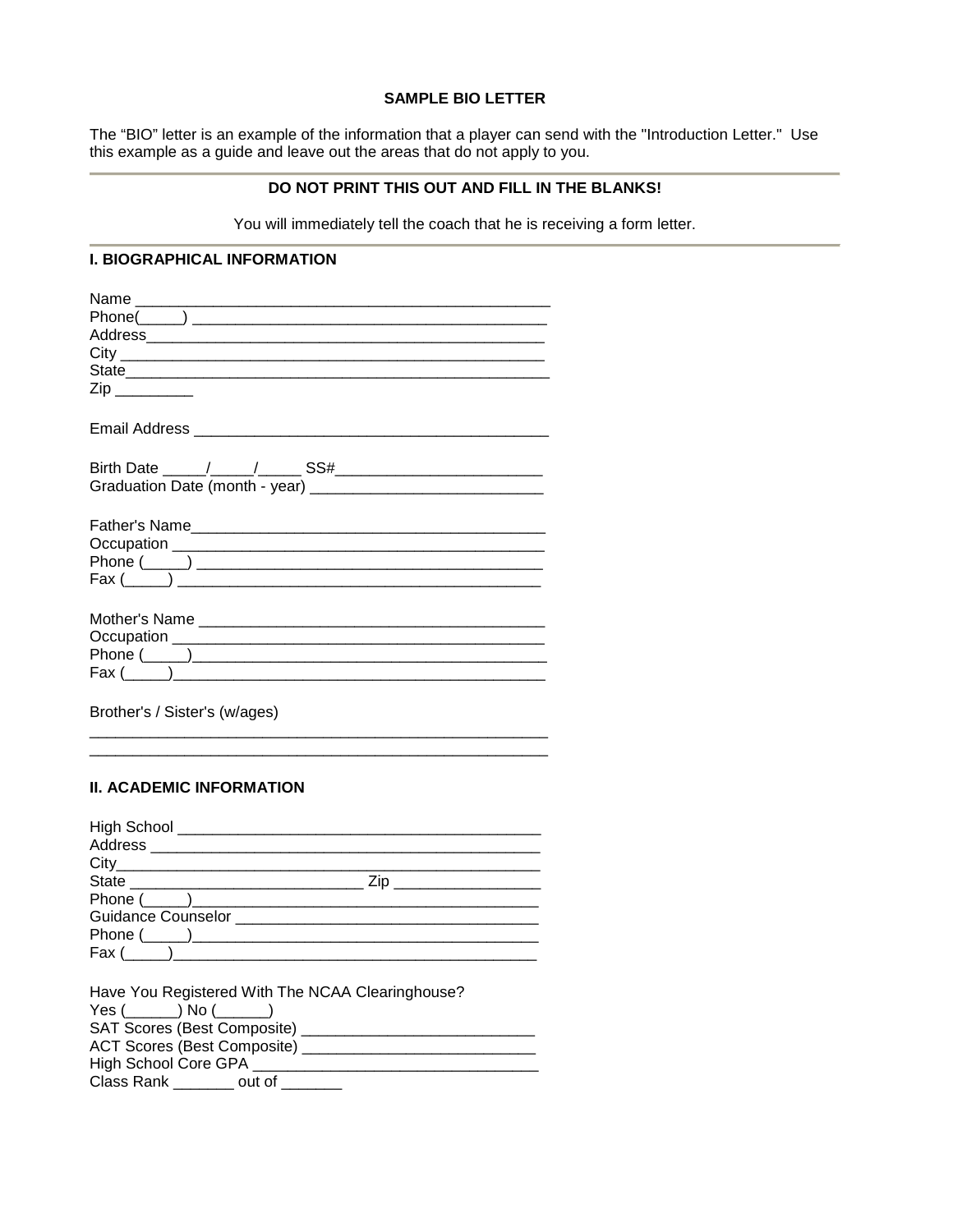**SAMPLE BIO LETTER**

The "BIO" letter is an example of the information that a player can send with the "Introduction Letter." Use this example as a guide and leave out the areas that do not apply to you.

---

**DO NOT PRINT THIS OUT AND FILL IN THE BLANKS!**

You will immediately tell the coach that he is receiving a form letter.

---

## I. BIOGRAPHICAL INFORMATION

Name _______________________________________________
Phone(_____) __________________________________________
Address______________________________________________
City _________________________________________________
State_________________________________________________
Zip _________

Email Address _________________________________________

Birth Date _____/_____/_____ SS#________________________
Graduation Date (month - year) ___________________________

Father's Name__________________________________________
Occupation ____________________________________________
Phone (_____) _________________________________________
Fax (_____) ____________________________________________

Mother's Name _________________________________________
Occupation ____________________________________________
Phone (_____)__________________________________________
Fax (_____)____________________________________________

Brother's / Sister's (w/ages)
_____________________________________________________
_____________________________________________________

## II. ACADEMIC INFORMATION

High School ____________________________________________
Address _______________________________________________
City__________________________________________________
State ___________________________ Zip ________________
Phone (_____)__________________________________________
Guidance Counselor _____________________________________
Phone (_____)__________________________________________
Fax (_____)____________________________________________

Have You Registered With The NCAA Clearinghouse?
Yes (______) No (______)
SAT Scores (Best Composite) __________________________
ACT Scores (Best Composite) __________________________
High School Core GPA ________________________________
Class Rank _______ out of _______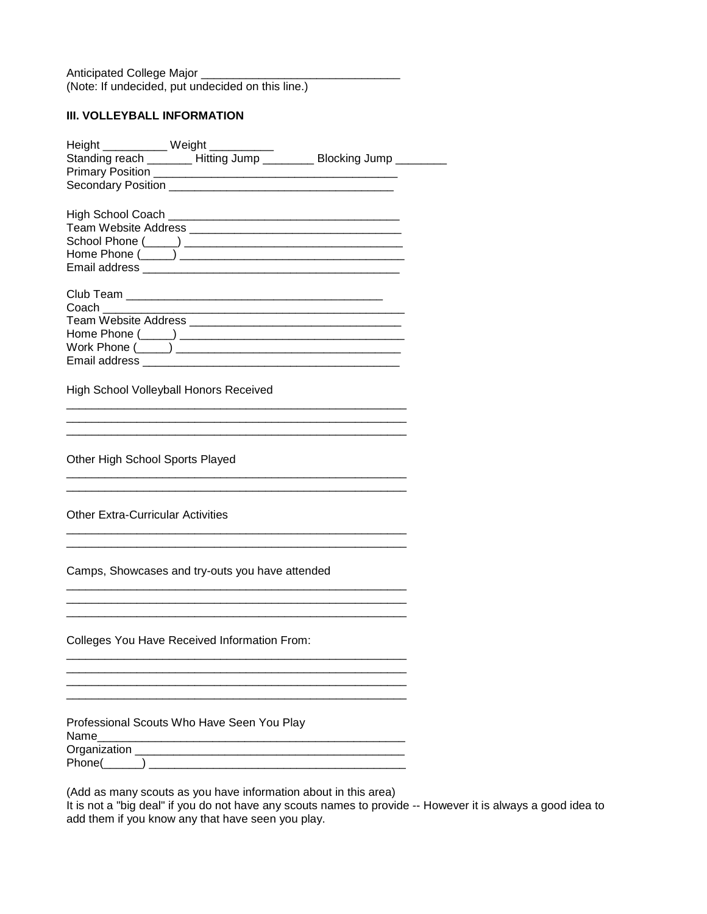Anticipated College Major _______________________________
(Note: If undecided, put undecided on this line.)

**III. VOLLEYBALL INFORMATION**

Height __________ Weight __________
Standing reach _______ Hitting Jump ________ Blocking Jump ________
Primary Position ____________________________________
Secondary Position __________________________________

High School Coach ___________________________________
Team Website Address ________________________________
School Phone (_____) _________________________________
Home Phone (_____) __________________________________
Email address _______________________________________

Club Team _________________________________________
Coach _____________________________________________
Team Website Address ________________________________
Home Phone (_____) __________________________________
Work Phone (_____) __________________________________
Email address _______________________________________

High School Volleyball Honors Received

______________________________________________________
______________________________________________________
______________________________________________________

Other High School Sports Played

______________________________________________________
______________________________________________________

Other Extra-Curricular Activities

______________________________________________________
______________________________________________________

Camps, Showcases and try-outs you have attended

______________________________________________________
______________________________________________________
______________________________________________________

Colleges You Have Received Information From:

______________________________________________________
______________________________________________________
______________________________________________________
______________________________________________________

Professional Scouts Who Have Seen You Play
Name_______________________________________________
Organization ________________________________________
Phone(______) _______________________________________

(Add as many scouts as you have information about in this area)
It is not a "big deal" if you do not have any scouts names to provide -- However it is always a good idea to add them if you know any that have seen you play.